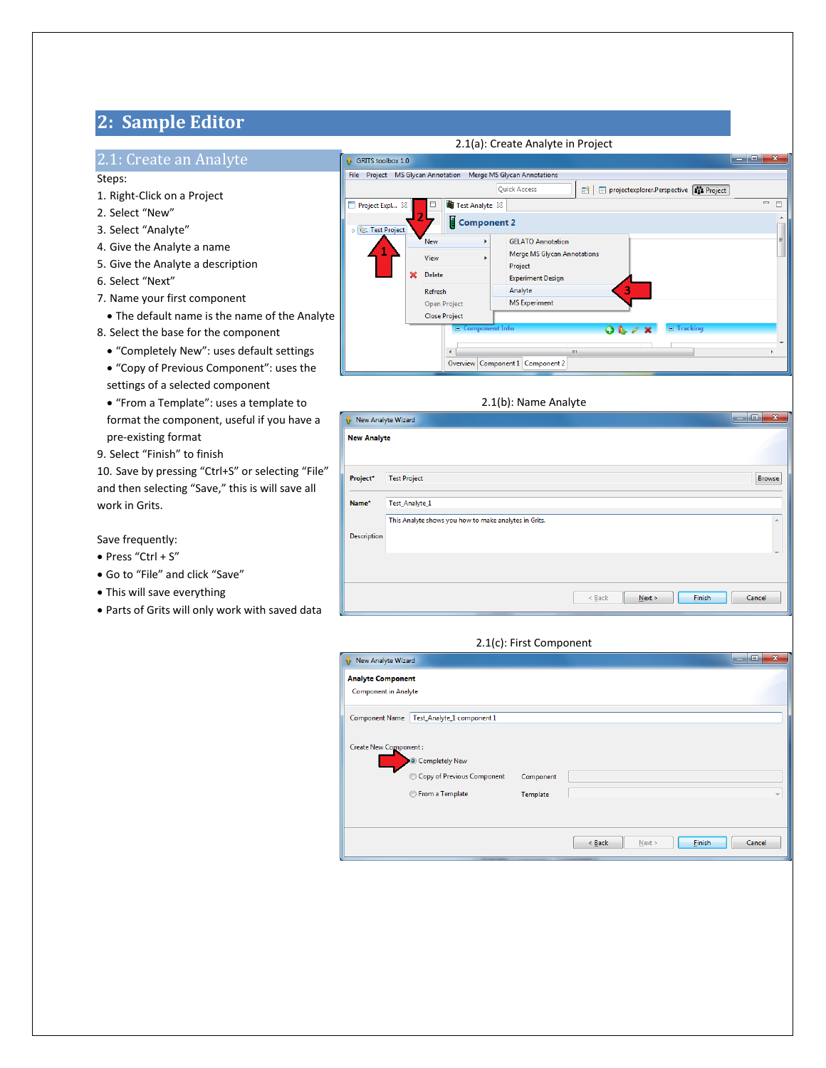# 2: Sample Editor

## 2.1: Create an Analyte

Steps:

1. Right-Click on a Project
2. Select "New"
3. Select "Analyte"
4. Give the Analyte a name
5. Give the Analyte a description
6. Select "Next"
7. Name your first component
   - The default name is the name of the Analyte
8. Select the base for the component
   - "Completely New": uses default settings
   - "Copy of Previous Component": uses the settings of a selected component
   - "From a Template": uses a template to format the component, useful if you have a pre-existing format
9. Select "Finish" to finish
10. Save by pressing "Ctrl+S" or selecting "File" and then selecting "Save," this is will save all work in Grits.

Save frequently:

- Press "Ctrl + S"
- Go to "File" and click "Save"
- This will save everything
- Parts of Grits will only work with saved data

2.1(a): Create Analyte in Project

2.1(b): Name Analyte

2.1(c): First Component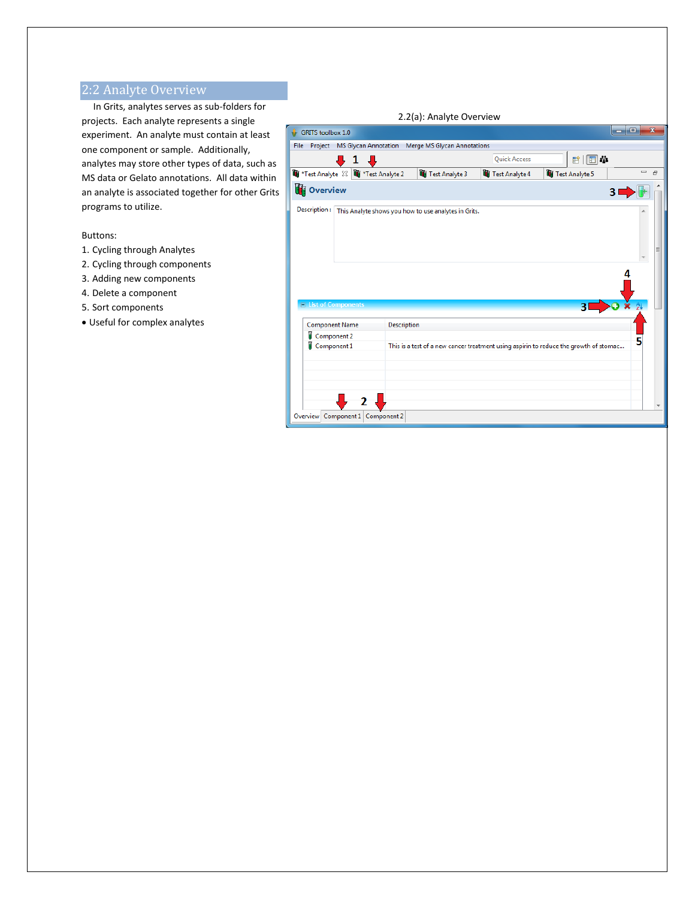## 2:2 Analyte Overview

In Grits, analytes serves as sub-folders for projects. Each analyte represents a single experiment. An analyte must contain at least one component or sample. Additionally, analytes may store other types of data, such as MS data or Gelato annotations. All data within an analyte is associated together for other Grits programs to utilize.

Buttons:

1. Cycling through Analytes
2. Cycling through components
3. Adding new components
4. Delete a component
5. Sort components

- Useful for complex analytes

2.2(a): Analyte Overview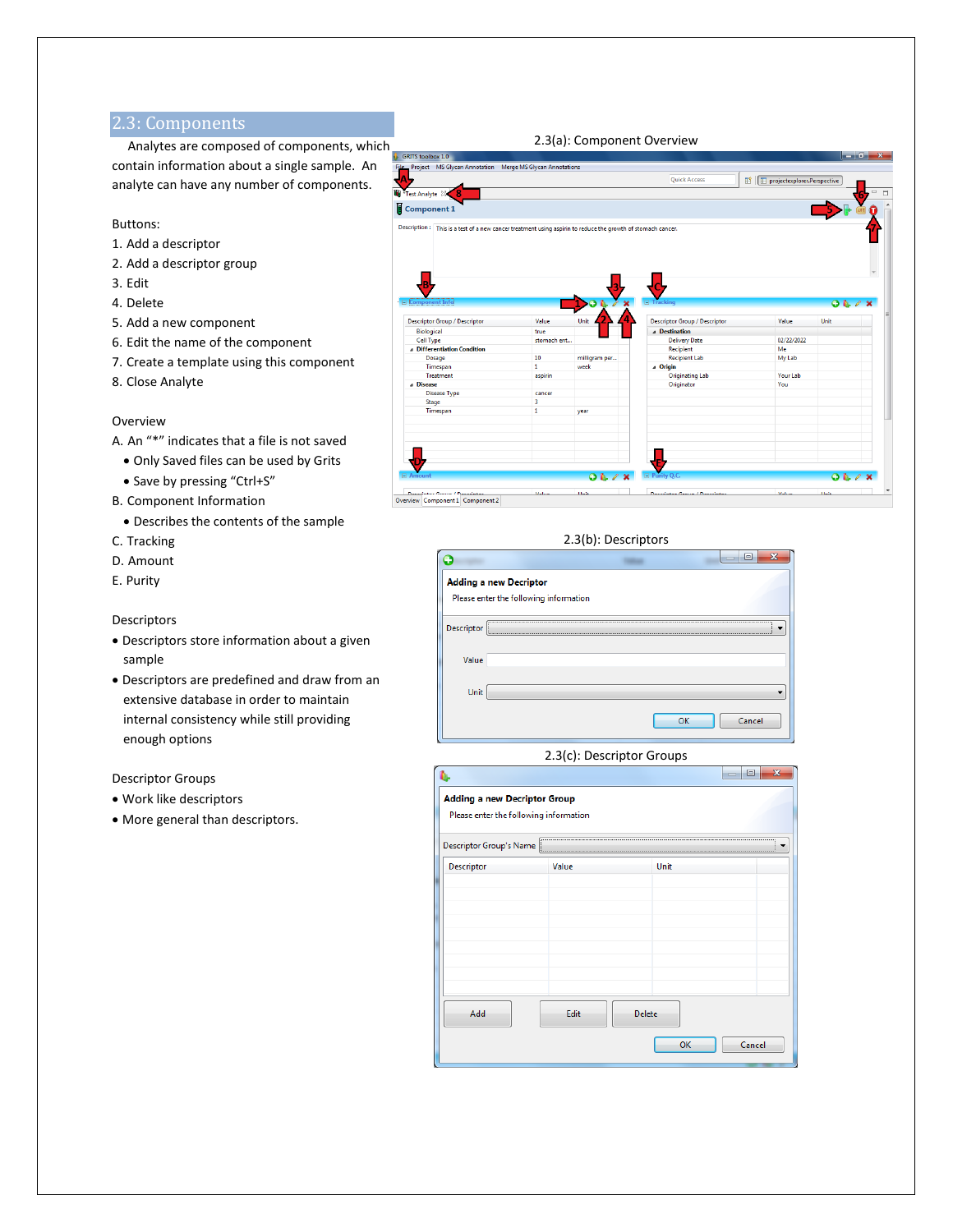## 2.3: Components

Analytes are composed of components, which contain information about a single sample. An analyte can have any number of components.

Buttons:

1. Add a descriptor
2. Add a descriptor group
3. Edit
4. Delete
5. Add a new component
6. Edit the name of the component
7. Create a template using this component
8. Close Analyte

Overview

A. An "*" indicates that a file is not saved
  - Only Saved files can be used by Grits
  - Save by pressing "Ctrl+S"

B. Component Information
  - Describes the contents of the sample

C. Tracking

D. Amount

E. Purity

Descriptors

- Descriptors store information about a given sample
- Descriptors are predefined and draw from an extensive database in order to maintain internal consistency while still providing enough options

Descriptor Groups

- Work like descriptors
- More general than descriptors.

2.3(a): Component Overview

2.3(b): Descriptors

2.3(c): Descriptor Groups